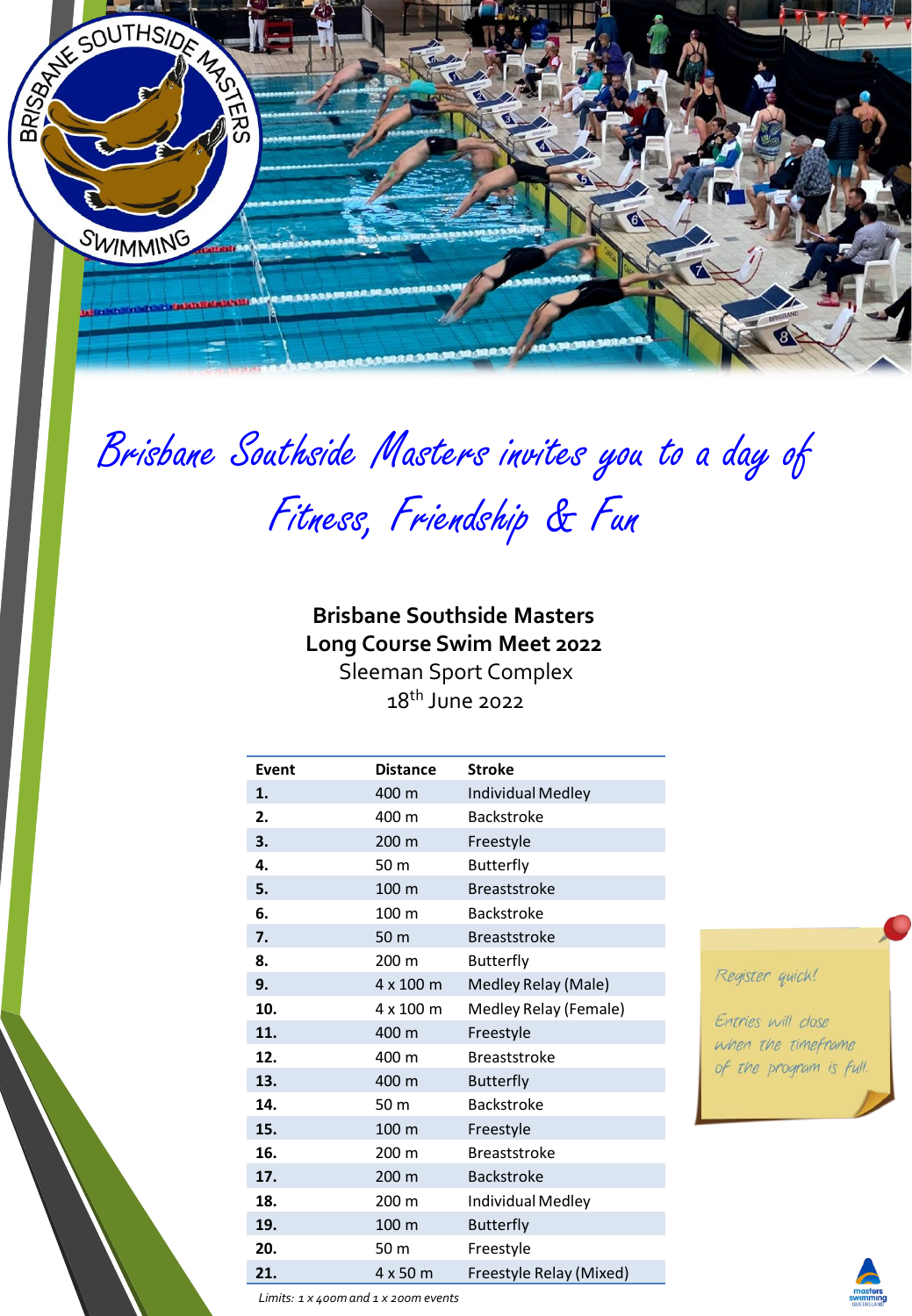*Brisbane Southside Masters invites you to a day of Fitness, Friendship & Fun*

**Brisbane Southside Masters**
**Long Course Swim Meet 2022**
Sleeman Sport Complex
18th June 2022

| Event | Distance | Stroke |
|---|---|---|
| **1.** | 400 m | Individual Medley |
| **2.** | 400 m | Backstroke |
| **3.** | 200 m | Freestyle |
| **4.** | 50 m | Butterfly |
| **5.** | 100 m | Breaststroke |
| **6.** | 100 m | Backstroke |
| **7.** | 50 m | Breaststroke |
| **8.** | 200 m | Butterfly |
| **9.** | 4 x 100 m | Medley Relay (Male) |
| **10.** | 4 x 100 m | Medley Relay (Female) |
| **11.** | 400 m | Freestyle |
| **12.** | 400 m | Breaststroke |
| **13.** | 400 m | Butterfly |
| **14.** | 50 m | Backstroke |
| **15.** | 100 m | Freestyle |
| **16.** | 200 m | Breaststroke |
| **17.** | 200 m | Backstroke |
| **18.** | 200 m | Individual Medley |
| **19.** | 100 m | Butterfly |
| **20.** | 50 m | Freestyle |
| **21.** | 4 x 50 m | Freestyle Relay (Mixed) |

*Limits: 1 x 400m and 1 x 200m events*

*Register quick!*

*Entries will close when the timeframe of the program is full.*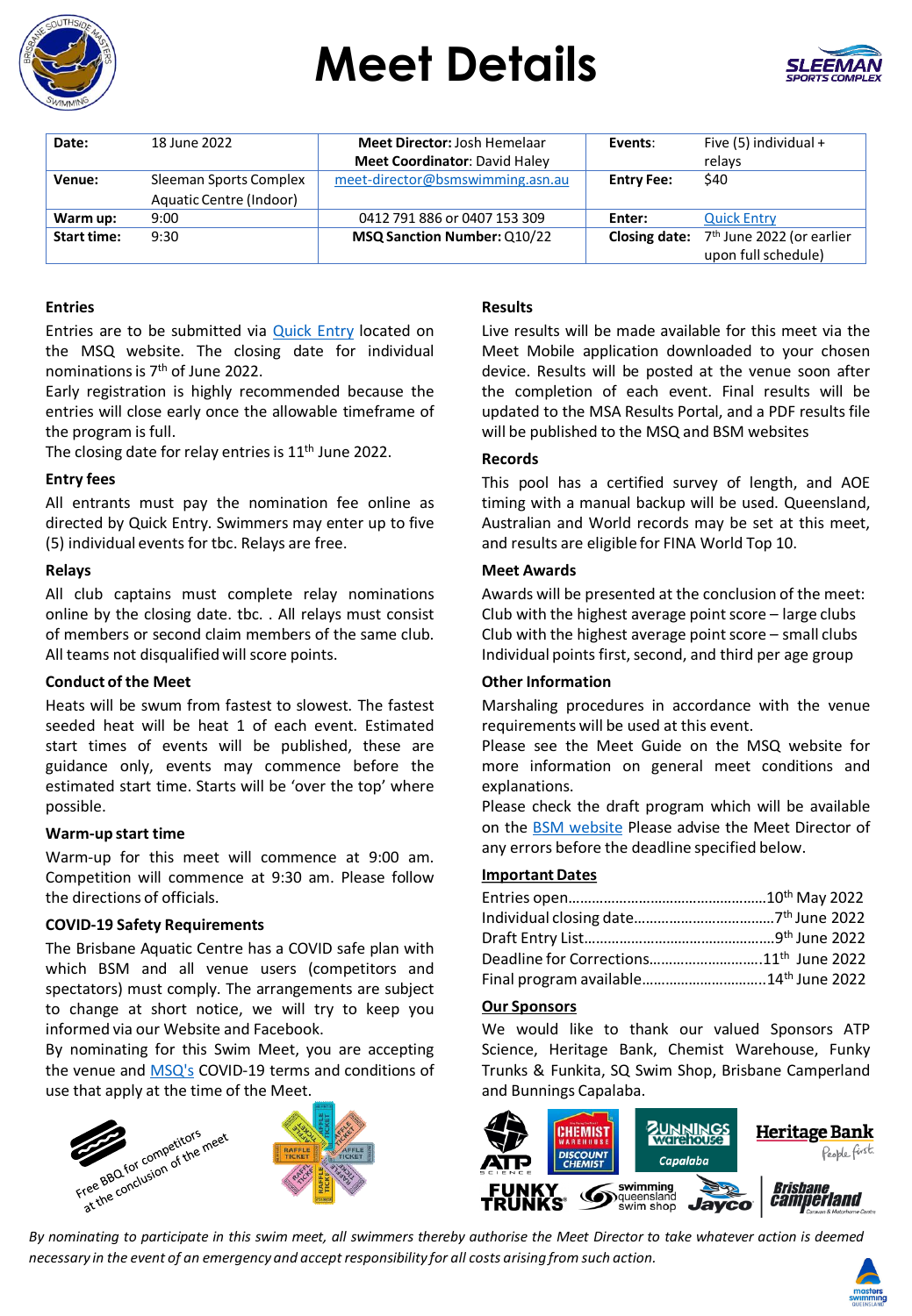# Meet Details

| | | | | |
|---|---|---|---|---|
| **Date:** | 18 June 2022 | **Meet Director:** Josh Hemelaar<br>**Meet Coordinator**: David Haley | **Events**: | Five (5) individual + relays |
| **Venue:** | Sleeman Sports Complex Aquatic Centre (Indoor) | meet-director@bsmswimming.asn.au | **Entry Fee:** | $40 |
| **Warm up:** | 9:00 | 0412 791 886 or 0407 153 309 | **Enter:** | Quick Entry |
| **Start time:** | 9:30 | **MSQ Sanction Number:** Q10/22 | **Closing date:** | 7th June 2022 (or earlier upon full schedule) |

### Entries

Entries are to be submitted via Quick Entry located on the MSQ website. The closing date for individual nominations is 7th of June 2022.
Early registration is highly recommended because the entries will close early once the allowable timeframe of the program is full.
The closing date for relay entries is 11th June 2022.

### Entry fees

All entrants must pay the nomination fee online as directed by Quick Entry. Swimmers may enter up to five (5) individual events for tbc. Relays are free.

### Relays

All club captains must complete relay nominations online by the closing date. tbc. . All relays must consist of members or second claim members of the same club. All teams not disqualified will score points.

### Conduct of the Meet

Heats will be swum from fastest to slowest. The fastest seeded heat will be heat 1 of each event. Estimated start times of events will be published, these are guidance only, events may commence before the estimated start time. Starts will be 'over the top' where possible.

### Warm-up start time

Warm-up for this meet will commence at 9:00 am. Competition will commence at 9:30 am. Please follow the directions of officials.

### COVID-19 Safety Requirements

The Brisbane Aquatic Centre has a COVID safe plan with which BSM and all venue users (competitors and spectators) must comply. The arrangements are subject to change at short notice, we will try to keep you informed via our Website and Facebook.
By nominating for this Swim Meet, you are accepting the venue and MSQ's COVID-19 terms and conditions of use that apply at the time of the Meet.

Free BBQ for competitors at the conclusion of the meet

### Results

Live results will be made available for this meet via the Meet Mobile application downloaded to your chosen device. Results will be posted at the venue soon after the completion of each event. Final results will be updated to the MSA Results Portal, and a PDF results file will be published to the MSQ and BSM websites

### Records

This pool has a certified survey of length, and AOE timing with a manual backup will be used. Queensland, Australian and World records may be set at this meet, and results are eligible for FINA World Top 10.

### Meet Awards

Awards will be presented at the conclusion of the meet:
Club with the highest average point score – large clubs
Club with the highest average point score – small clubs
Individual points first, second, and third per age group

### Other Information

Marshaling procedures in accordance with the venue requirements will be used at this event.
Please see the Meet Guide on the MSQ website for more information on general meet conditions and explanations.
Please check the draft program which will be available on the BSM website Please advise the Meet Director of any errors before the deadline specified below.

### Important Dates

Entries open……………………………………………10th May 2022
Individual closing date………………………………7th June 2022
Draft Entry List…………………………………………9th June 2022
Deadline for Corrections……………………….11th June 2022
Final program available…………………………..14th June 2022

### Our Sponsors

We would like to thank our valued Sponsors ATP Science, Heritage Bank, Chemist Warehouse, Funky Trunks & Funkita, SQ Swim Shop, Brisbane Camperland and Bunnings Capalaba.

*By nominating to participate in this swim meet, all swimmers thereby authorise the Meet Director to take whatever action is deemed necessary in the event of an emergency and accept responsibility for all costs arising from such action.*